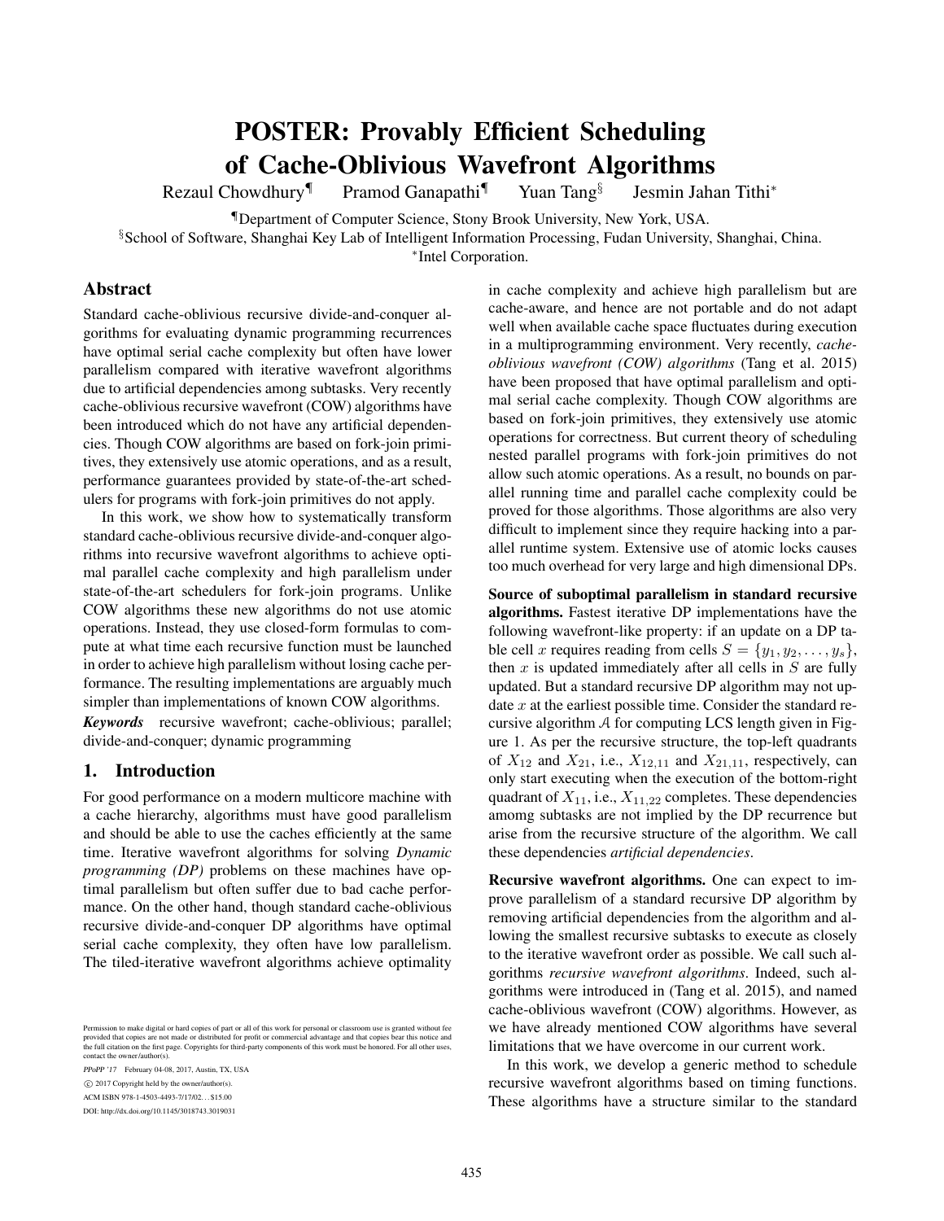# POSTER: Provably Efficient Scheduling of Cache-Oblivious Wavefront Algorithms

Rezaul Chowdhury[¶] Pramod Ganapathi[¶] Yuan Tang[§] Jesmin Jahan Tithi[*]

[¶]Department of Computer Science, Stony Brook University, New York, USA.

[§]School of Software, Shanghai Key Lab of Intelligent Information Processing, Fudan University, Shanghai, China.

[*]Intel Corporation.

## Abstract

Standard cache-oblivious recursive divide-and-conquer algorithms for evaluating dynamic programming recurrences have optimal serial cache complexity but often have lower parallelism compared with iterative wavefront algorithms due to artificial dependencies among subtasks. Very recently cache-oblivious recursive wavefront (COW) algorithms have been introduced which do not have any artificial dependencies. Though COW algorithms are based on fork-join primitives, they extensively use atomic operations, and as a result, performance guarantees provided by state-of-the-art schedulers for programs with fork-join primitives do not apply.

In this work, we show how to systematically transform standard cache-oblivious recursive divide-and-conquer algorithms into recursive wavefront algorithms to achieve optimal parallel cache complexity and high parallelism under state-of-the-art schedulers for fork-join programs. Unlike COW algorithms these new algorithms do not use atomic operations. Instead, they use closed-form formulas to compute at what time each recursive function must be launched in order to achieve high parallelism without losing cache performance. The resulting implementations are arguably much simpler than implementations of known COW algorithms.

***Keywords*** recursive wavefront; cache-oblivious; parallel; divide-and-conquer; dynamic programming

## 1. Introduction

For good performance on a modern multicore machine with a cache hierarchy, algorithms must have good parallelism and should be able to use the caches efficiently at the same time. Iterative wavefront algorithms for solving *Dynamic programming (DP)* problems on these machines have optimal parallelism but often suffer due to bad cache performance. On the other hand, though standard cache-oblivious recursive divide-and-conquer DP algorithms have optimal serial cache complexity, they often have low parallelism. The tiled-iterative wavefront algorithms achieve optimality in cache complexity and achieve high parallelism but are cache-aware, and hence are not portable and do not adapt well when available cache space fluctuates during execution in a multiprogramming environment. Very recently, *cache-oblivious wavefront (COW) algorithms* (Tang et al. 2015) have been proposed that have optimal parallelism and optimal serial cache complexity. Though COW algorithms are based on fork-join primitives, they extensively use atomic operations for correctness. But current theory of scheduling nested parallel programs with fork-join primitives do not allow such atomic operations. As a result, no bounds on parallel running time and parallel cache complexity could be proved for those algorithms. Those algorithms are also very difficult to implement since they require hacking into a parallel runtime system. Extensive use of atomic locks causes too much overhead for very large and high dimensional DPs.

**Source of suboptimal parallelism in standard recursive algorithms.** Fastest iterative DP implementations have the following wavefront-like property: if an update on a DP table cell $x$ requires reading from cells $S = \{y_1, y_2, \ldots, y_s\}$, then $x$ is updated immediately after all cells in $S$ are fully updated. But a standard recursive DP algorithm may not update $x$ at the earliest possible time. Consider the standard recursive algorithm $\mathcal{A}$ for computing LCS length given in Figure 1. As per the recursive structure, the top-left quadrants of $X_{12}$ and $X_{21}$, i.e., $X_{12,11}$ and $X_{21,11}$, respectively, can only start executing when the execution of the bottom-right quadrant of $X_{11}$, i.e., $X_{11,22}$ completes. These dependencies amomg subtasks are not implied by the DP recurrence but arise from the recursive structure of the algorithm. We call these dependencies *artificial dependencies*.

**Recursive wavefront algorithms.** One can expect to improve parallelism of a standard recursive DP algorithm by removing artificial dependencies from the algorithm and allowing the smallest recursive subtasks to execute as closely to the iterative wavefront order as possible. We call such algorithms *recursive wavefront algorithms*. Indeed, such algorithms were introduced in (Tang et al. 2015), and named cache-oblivious wavefront (COW) algorithms. However, as we have already mentioned COW algorithms have several limitations that we have overcome in our current work.

In this work, we develop a generic method to schedule recursive wavefront algorithms based on timing functions. These algorithms have a structure similar to the standard

---

Permission to make digital or hard copies of part or all of this work for personal or classroom use is granted without fee provided that copies are not made or distributed for profit or commercial advantage and that copies bear this notice and the full citation on the first page. Copyrights for third-party components of this work must be honored. For all other uses, contact the owner/author(s).

*PPoPP '17* February 04-08, 2017, Austin, TX, USA

© 2017 Copyright held by the owner/author(s).

ACM ISBN 978-1-4503-4493-7/17/02. . . $15.00

DOI: http://dx.doi.org/10.1145/3018743.3019031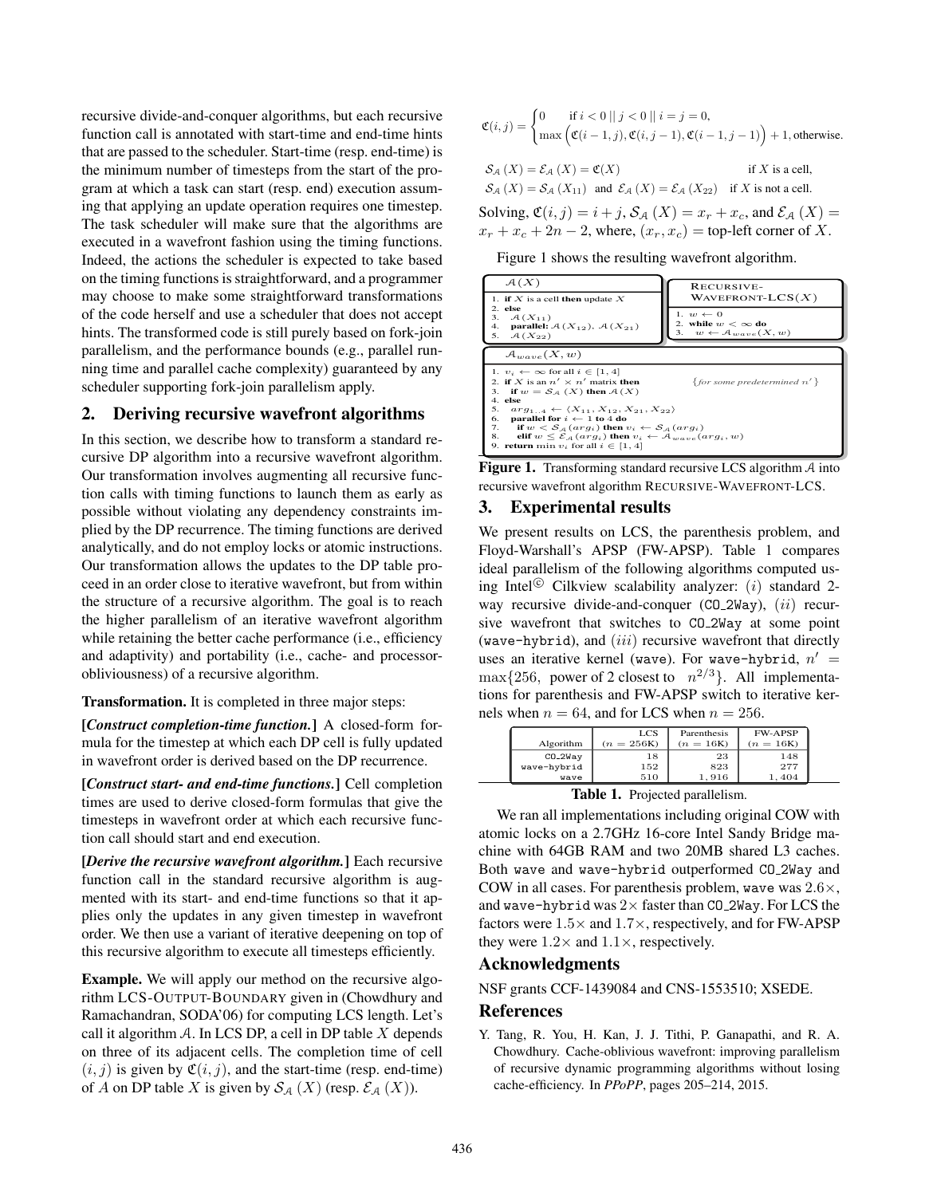recursive divide-and-conquer algorithms, but each recursive function call is annotated with start-time and end-time hints that are passed to the scheduler. Start-time (resp. end-time) is the minimum number of timesteps from the start of the program at which a task can start (resp. end) execution assuming that applying an update operation requires one timestep. The task scheduler will make sure that the algorithms are executed in a wavefront fashion using the timing functions. Indeed, the actions the scheduler is expected to take based on the timing functions is straightforward, and a programmer may choose to make some straightforward transformations of the code herself and use a scheduler that does not accept hints. The transformed code is still purely based on fork-join parallelism, and the performance bounds (e.g., parallel running time and parallel cache complexity) guaranteed by any scheduler supporting fork-join parallelism apply.

## 2. Deriving recursive wavefront algorithms

In this section, we describe how to transform a standard recursive DP algorithm into a recursive wavefront algorithm. Our transformation involves augmenting all recursive function calls with timing functions to launch them as early as possible without violating any dependency constraints implied by the DP recurrence. The timing functions are derived analytically, and do not employ locks or atomic instructions. Our transformation allows the updates to the DP table proceed in an order close to iterative wavefront, but from within the structure of a recursive algorithm. The goal is to reach the higher parallelism of an iterative wavefront algorithm while retaining the better cache performance (i.e., efficiency and adaptivity) and portability (i.e., cache- and processor-obliviousness) of a recursive algorithm.

**Transformation.** It is completed in three major steps:

**[*Construct completion-time function.*]** A closed-form formula for the timestep at which each DP cell is fully updated in wavefront order is derived based on the DP recurrence.

**[*Construct start- and end-time functions.*]** Cell completion times are used to derive closed-form formulas that give the timesteps in wavefront order at which each recursive function call should start and end execution.

**[*Derive the recursive wavefront algorithm.*]** Each recursive function call in the standard recursive algorithm is augmented with its start- and end-time functions so that it applies only the updates in any given timestep in wavefront order. We then use a variant of iterative deepening on top of this recursive algorithm to execute all timesteps efficiently.

**Example.** We will apply our method on the recursive algorithm LCS-OUTPUT-BOUNDARY given in (Chowdhury and Ramachandran, SODA'06) for computing LCS length. Let's call it algorithm $\mathcal{A}$. In LCS DP, a cell in DP table $X$ depends on three of its adjacent cells. The completion time of cell $(i, j)$ is given by $\mathfrak{C}(i, j)$, and the start-time (resp. end-time) of $A$ on DP table $X$ is given by $\mathcal{S}_{\mathcal{A}}(X)$ (resp. $\mathcal{E}_{\mathcal{A}}(X)$).

$$\mathfrak{C}(i,j) = \begin{cases} 0 & \text{if } i < 0 \,||\, j < 0 \,||\, i = j = 0, \\ \max\Big(\mathfrak{C}(i-1,j), \mathfrak{C}(i,j-1), \mathfrak{C}(i-1,j-1)\Big) + 1, & \text{otherwise.} \end{cases}$$

$$\mathcal{S}_{\mathcal{A}}(X) = \mathcal{E}_{\mathcal{A}}(X) = \mathfrak{C}(X) \quad \text{if } X \text{ is a cell,}$$
$$\mathcal{S}_{\mathcal{A}}(X) = \mathcal{S}_{\mathcal{A}}(X_{11}) \text{ and } \mathcal{E}_{\mathcal{A}}(X) = \mathcal{E}_{\mathcal{A}}(X_{22}) \quad \text{if } X \text{ is not a cell.}$$

Solving, $\mathfrak{C}(i,j) = i + j$, $\mathcal{S}_{\mathcal{A}}(X) = x_r + x_c$, and $\mathcal{E}_{\mathcal{A}}(X) = x_r + x_c + 2n - 2$, where, $(x_r, x_c) =$ top-left corner of $X$.

Figure 1 shows the resulting wavefront algorithm.

```
A(X)
1. if X is a cell then update X
2. else
3.   A(X11)
4.   parallel: A(X12), A(X21)
5.   A(X22)

RECURSIVE-WAVEFRONT-LCS(X)
1. w ← 0
2. while w < ∞ do
3.   w ← A_wave(X, w)

A_wave(X, w)
1. v_i ← ∞ for all i ∈ [1, 4]
2. if X is an n' × n' matrix then              {for some predetermined n'}
3.   if w = S_A(X) then A(X)
4. else
5.   arg_{1..4} ← ⟨X11, X12, X21, X22⟩
6.   parallel for i ← 1 to 4 do
7.     if w < S_A(arg_i) then v_i ← S_A(arg_i)
8.     elif w ≤ E_A(arg_i) then v_i ← A_wave(arg_i, w)
9. return min v_i for all i ∈ [1, 4]
```

**Figure 1.** Transforming standard recursive LCS algorithm $\mathcal{A}$ into recursive wavefront algorithm RECURSIVE-WAVEFRONT-LCS.

## 3. Experimental results

We present results on LCS, the parenthesis problem, and Floyd-Warshall's APSP (FW-APSP). Table 1 compares ideal parallelism of the following algorithms computed using Intel© Cilkview scalability analyzer: $(i)$ standard 2-way recursive divide-and-conquer (CO_2Way), $(ii)$ recursive wavefront that switches to CO_2Way at some point (wave-hybrid), and $(iii)$ recursive wavefront that directly uses an iterative kernel (wave). For wave-hybrid, $n' = \max\{256, \text{ power of 2 closest to } n^{2/3}\}$. All implementations for parenthesis and FW-APSP switch to iterative kernels when $n = 64$, and for LCS when $n = 256$.

| Algorithm | LCS ($n = 256$K) | Parenthesis ($n = 16$K) | FW-APSP ($n = 16$K) |
|---|---|---|---|
| CO_2Way | 18 | 23 | 148 |
| wave-hybrid | 152 | 823 | 277 |
| wave | 510 | 1,916 | 1,404 |

**Table 1.** Projected parallelism.

We ran all implementations including original COW with atomic locks on a 2.7GHz 16-core Intel Sandy Bridge machine with 64GB RAM and two 20MB shared L3 caches. Both wave and wave-hybrid outperformed CO_2Way and COW in all cases. For parenthesis problem, wave was $2.6\times$, and wave-hybrid was $2\times$ faster than CO_2Way. For LCS the factors were $1.5\times$ and $1.7\times$, respectively, and for FW-APSP they were $1.2\times$ and $1.1\times$, respectively.

## Acknowledgments

NSF grants CCF-1439084 and CNS-1553510; XSEDE.

## References

Y. Tang, R. You, H. Kan, J. J. Tithi, P. Ganapathi, and R. A. Chowdhury. Cache-oblivious wavefront: improving parallelism of recursive dynamic programming algorithms without losing cache-efficiency. In *PPoPP*, pages 205–214, 2015.